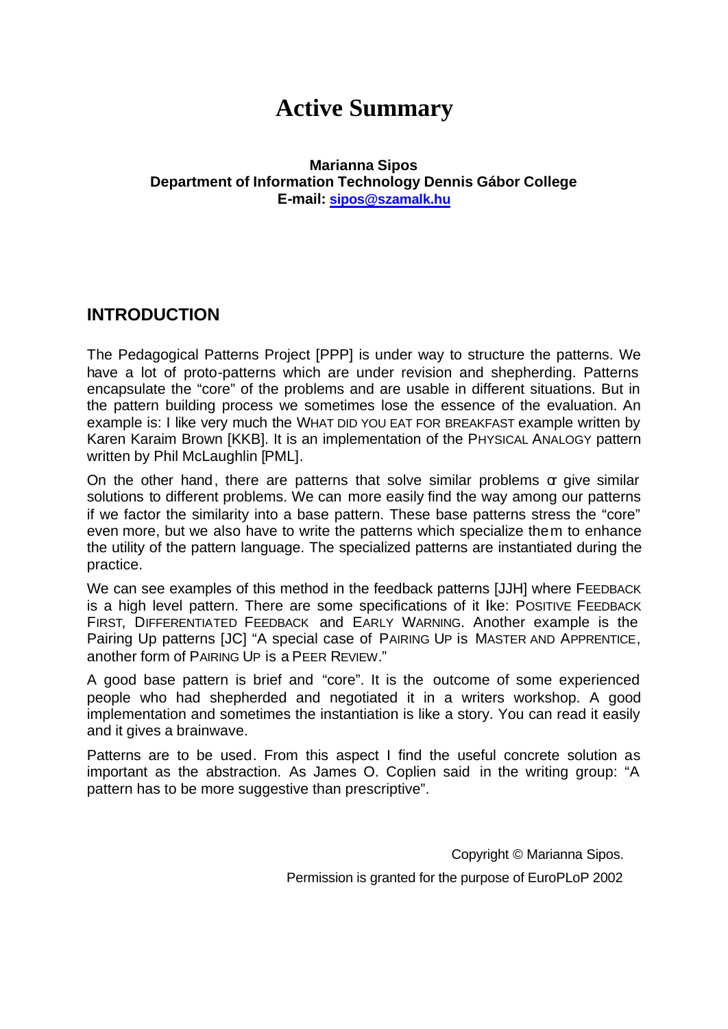# Active Summary

**Marianna Sipos**
**Department of Information Technology Dennis Gábor College**
**E-mail: sipos@szamalk.hu**

## INTRODUCTION

The Pedagogical Patterns Project [PPP] is under way to structure the patterns. We have a lot of proto-patterns which are under revision and shepherding. Patterns encapsulate the "core" of the problems and are usable in different situations. But in the pattern building process we sometimes lose the essence of the evaluation. An example is: I like very much the WHAT DID YOU EAT FOR BREAKFAST example written by Karen Karaim Brown [KKB]. It is an implementation of the PHYSICAL ANALOGY pattern written by Phil McLaughlin [PML].

On the other hand, there are patterns that solve similar problems or give similar solutions to different problems. We can more easily find the way among our patterns if we factor the similarity into a base pattern. These base patterns stress the "core" even more, but we also have to write the patterns which specialize them to enhance the utility of the pattern language. The specialized patterns are instantiated during the practice.

We can see examples of this method in the feedback patterns [JJH] where FEEDBACK is a high level pattern. There are some specifications of it like: POSITIVE FEEDBACK FIRST, DIFFERENTIATED FEEDBACK and EARLY WARNING. Another example is the Pairing Up patterns [JC] "A special case of PAIRING UP is MASTER AND APPRENTICE, another form of PAIRING UP is a PEER REVIEW."

A good base pattern is brief and "core". It is the outcome of some experienced people who had shepherded and negotiated it in a writers workshop. A good implementation and sometimes the instantiation is like a story. You can read it easily and it gives a brainwave.

Patterns are to be used. From this aspect I find the useful concrete solution as important as the abstraction. As James O. Coplien said in the writing group: "A pattern has to be more suggestive than prescriptive".

Copyright © Marianna Sipos.

Permission is granted for the purpose of EuroPLoP 2002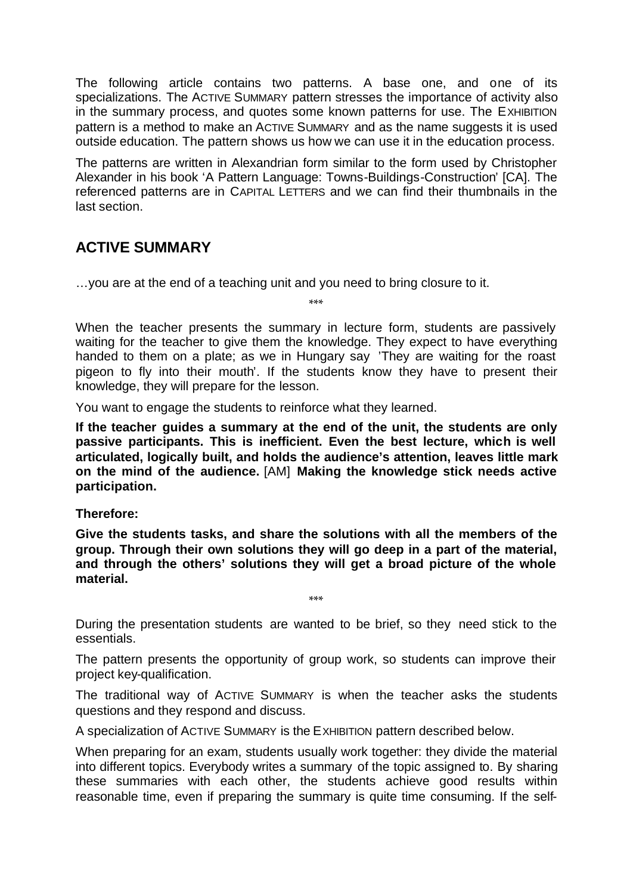The following article contains two patterns. A base one, and one of its specializations. The ACTIVE SUMMARY pattern stresses the importance of activity also in the summary process, and quotes some known patterns for use. The EXHIBITION pattern is a method to make an ACTIVE SUMMARY and as the name suggests it is used outside education. The pattern shows us how we can use it in the education process.

The patterns are written in Alexandrian form similar to the form used by Christopher Alexander in his book 'A Pattern Language: Towns-Buildings-Construction' [CA]. The referenced patterns are in CAPITAL LETTERS and we can find their thumbnails in the last section.

## ACTIVE SUMMARY

…you are at the end of a teaching unit and you need to bring closure to it.

\*\*\*

When the teacher presents the summary in lecture form, students are passively waiting for the teacher to give them the knowledge. They expect to have everything handed to them on a plate; as we in Hungary say 'They are waiting for the roast pigeon to fly into their mouth'. If the students know they have to present their knowledge, they will prepare for the lesson.

You want to engage the students to reinforce what they learned.

**If the teacher guides a summary at the end of the unit, the students are only passive participants. This is inefficient. Even the best lecture, which is well articulated, logically built, and holds the audience's attention, leaves little mark on the mind of the audience.** [AM] **Making the knowledge stick needs active participation.**

**Therefore:**

**Give the students tasks, and share the solutions with all the members of the group. Through their own solutions they will go deep in a part of the material, and through the others' solutions they will get a broad picture of the whole material.**

\*\*\*

During the presentation students are wanted to be brief, so they need stick to the essentials.

The pattern presents the opportunity of group work, so students can improve their project key-qualification.

The traditional way of ACTIVE SUMMARY is when the teacher asks the students questions and they respond and discuss.

A specialization of ACTIVE SUMMARY is the EXHIBITION pattern described below.

When preparing for an exam, students usually work together: they divide the material into different topics. Everybody writes a summary of the topic assigned to. By sharing these summaries with each other, the students achieve good results within reasonable time, even if preparing the summary is quite time consuming. If the self-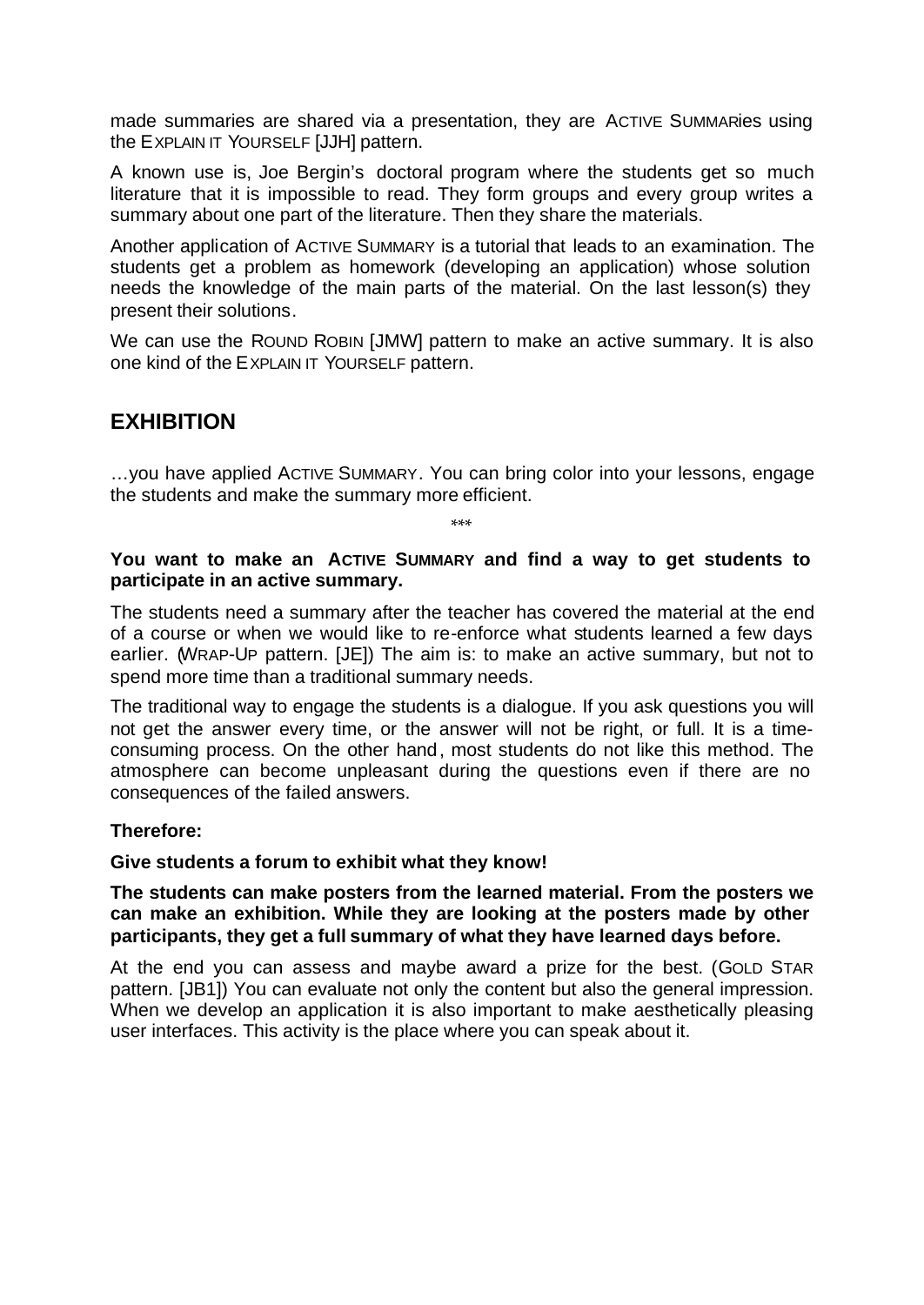made summaries are shared via a presentation, they are ACTIVE SUMMARies using the EXPLAIN IT YOURSELF [JJH] pattern.

A known use is, Joe Bergin's doctoral program where the students get so much literature that it is impossible to read. They form groups and every group writes a summary about one part of the literature. Then they share the materials.

Another application of ACTIVE SUMMARY is a tutorial that leads to an examination. The students get a problem as homework (developing an application) whose solution needs the knowledge of the main parts of the material. On the last lesson(s) they present their solutions.

We can use the ROUND ROBIN [JMW] pattern to make an active summary. It is also one kind of the EXPLAIN IT YOURSELF pattern.

## EXHIBITION

…you have applied ACTIVE SUMMARY. You can bring color into your lessons, engage the students and make the summary more efficient.

\*\*\*

**You want to make an ACTIVE SUMMARY and find a way to get students to participate in an active summary.**

The students need a summary after the teacher has covered the material at the end of a course or when we would like to re-enforce what students learned a few days earlier. (WRAP-UP pattern. [JE]) The aim is: to make an active summary, but not to spend more time than a traditional summary needs.

The traditional way to engage the students is a dialogue. If you ask questions you will not get the answer every time, or the answer will not be right, or full. It is a time-consuming process. On the other hand, most students do not like this method. The atmosphere can become unpleasant during the questions even if there are no consequences of the failed answers.

**Therefore:**

**Give students a forum to exhibit what they know!**

**The students can make posters from the learned material. From the posters we can make an exhibition. While they are looking at the posters made by other participants, they get a full summary of what they have learned days before.**

At the end you can assess and maybe award a prize for the best. (GOLD STAR pattern. [JB1]) You can evaluate not only the content but also the general impression. When we develop an application it is also important to make aesthetically pleasing user interfaces. This activity is the place where you can speak about it.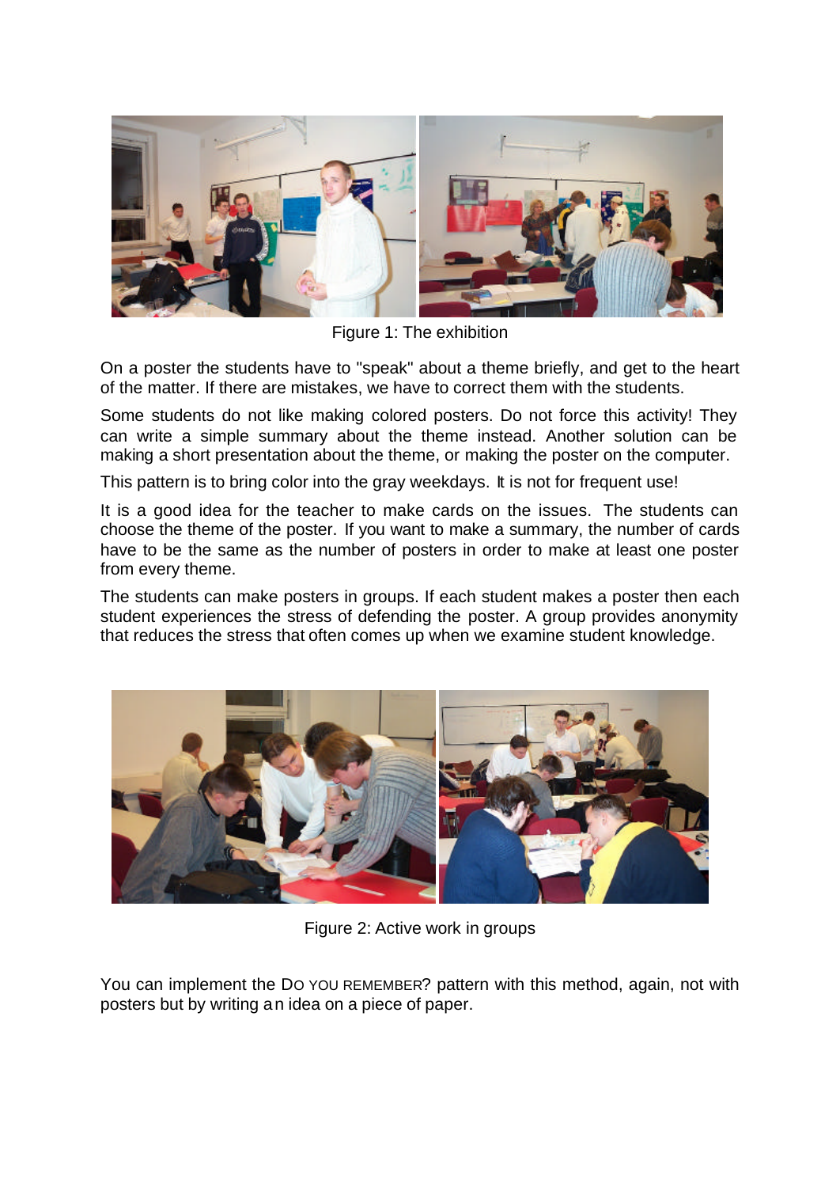Figure 1: The exhibition

On a poster the students have to "speak" about a theme briefly, and get to the heart of the matter. If there are mistakes, we have to correct them with the students.

Some students do not like making colored posters. Do not force this activity! They can write a simple summary about the theme instead. Another solution can be making a short presentation about the theme, or making the poster on the computer.

This pattern is to bring color into the gray weekdays. It is not for frequent use!

It is a good idea for the teacher to make cards on the issues. The students can choose the theme of the poster. If you want to make a summary, the number of cards have to be the same as the number of posters in order to make at least one poster from every theme.

The students can make posters in groups. If each student makes a poster then each student experiences the stress of defending the poster. A group provides anonymity that reduces the stress that often comes up when we examine student knowledge.

Figure 2: Active work in groups

You can implement the DO YOU REMEMBER? pattern with this method, again, not with posters but by writing an idea on a piece of paper.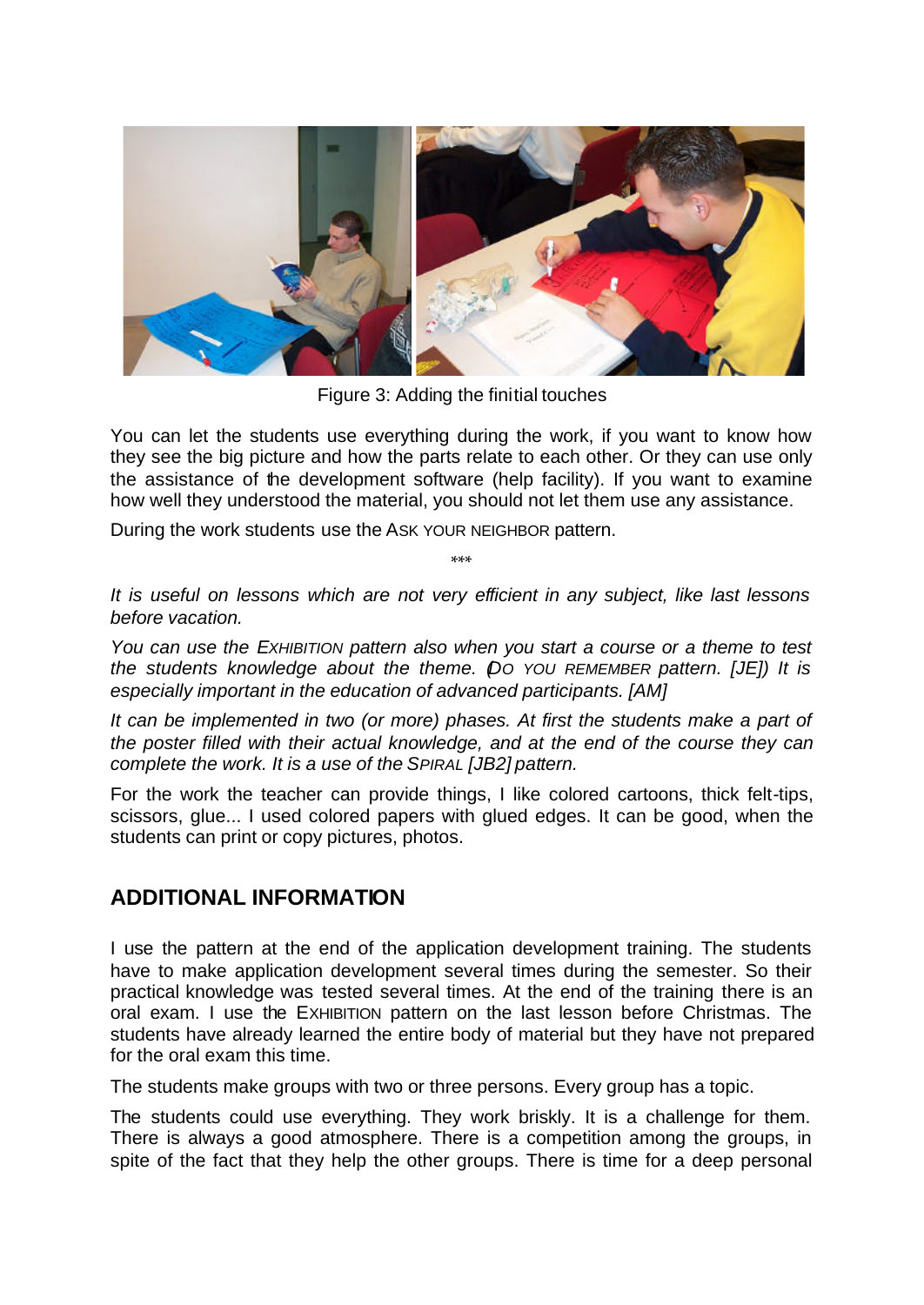Figure 3: Adding the finitial touches

You can let the students use everything during the work, if you want to know how they see the big picture and how the parts relate to each other. Or they can use only the assistance of the development software (help facility). If you want to examine how well they understood the material, you should not let them use any assistance.

During the work students use the ASK YOUR NEIGHBOR pattern.

\*\*\*

*It is useful on lessons which are not very efficient in any subject, like last lessons before vacation.*

*You can use the EXHIBITION pattern also when you start a course or a theme to test the students knowledge about the theme. (DO YOU REMEMBER pattern. [JE]) It is especially important in the education of advanced participants. [AM]*

*It can be implemented in two (or more) phases. At first the students make a part of the poster filled with their actual knowledge, and at the end of the course they can complete the work. It is a use of the SPIRAL [JB2] pattern.*

For the work the teacher can provide things, I like colored cartoons, thick felt-tips, scissors, glue... I used colored papers with glued edges. It can be good, when the students can print or copy pictures, photos.

## ADDITIONAL INFORMATION

I use the pattern at the end of the application development training. The students have to make application development several times during the semester. So their practical knowledge was tested several times. At the end of the training there is an oral exam. I use the EXHIBITION pattern on the last lesson before Christmas. The students have already learned the entire body of material but they have not prepared for the oral exam this time.

The students make groups with two or three persons. Every group has a topic.

The students could use everything. They work briskly. It is a challenge for them. There is always a good atmosphere. There is a competition among the groups, in spite of the fact that they help the other groups. There is time for a deep personal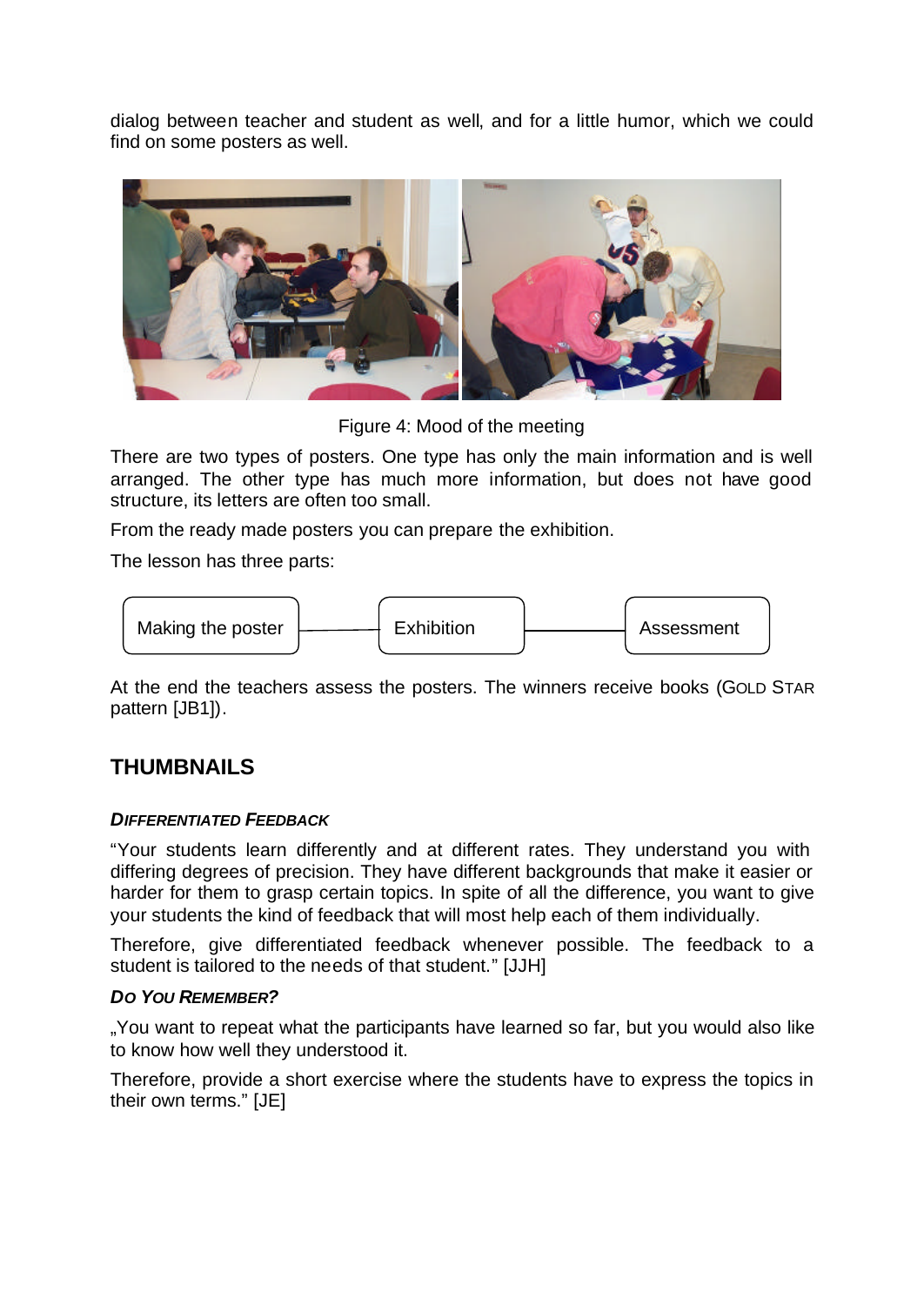dialog between teacher and student as well, and for a little humor, which we could find on some posters as well.

Figure 4: Mood of the meeting

There are two types of posters. One type has only the main information and is well arranged. The other type has much more information, but does not have good structure, its letters are often too small.

From the ready made posters you can prepare the exhibition.

The lesson has three parts:

Making the poster — Exhibition — Assessment

At the end the teachers assess the posters. The winners receive books (GOLD STAR pattern [JB1]).

## THUMBNAILS

#### *DIFFERENTIATED FEEDBACK*

"Your students learn differently and at different rates. They understand you with differing degrees of precision. They have different backgrounds that make it easier or harder for them to grasp certain topics. In spite of all the difference, you want to give your students the kind of feedback that will most help each of them individually.

Therefore, give differentiated feedback whenever possible. The feedback to a student is tailored to the needs of that student." [JJH]

#### *DO YOU REMEMBER?*

„You want to repeat what the participants have learned so far, but you would also like to know how well they understood it.

Therefore, provide a short exercise where the students have to express the topics in their own terms." [JE]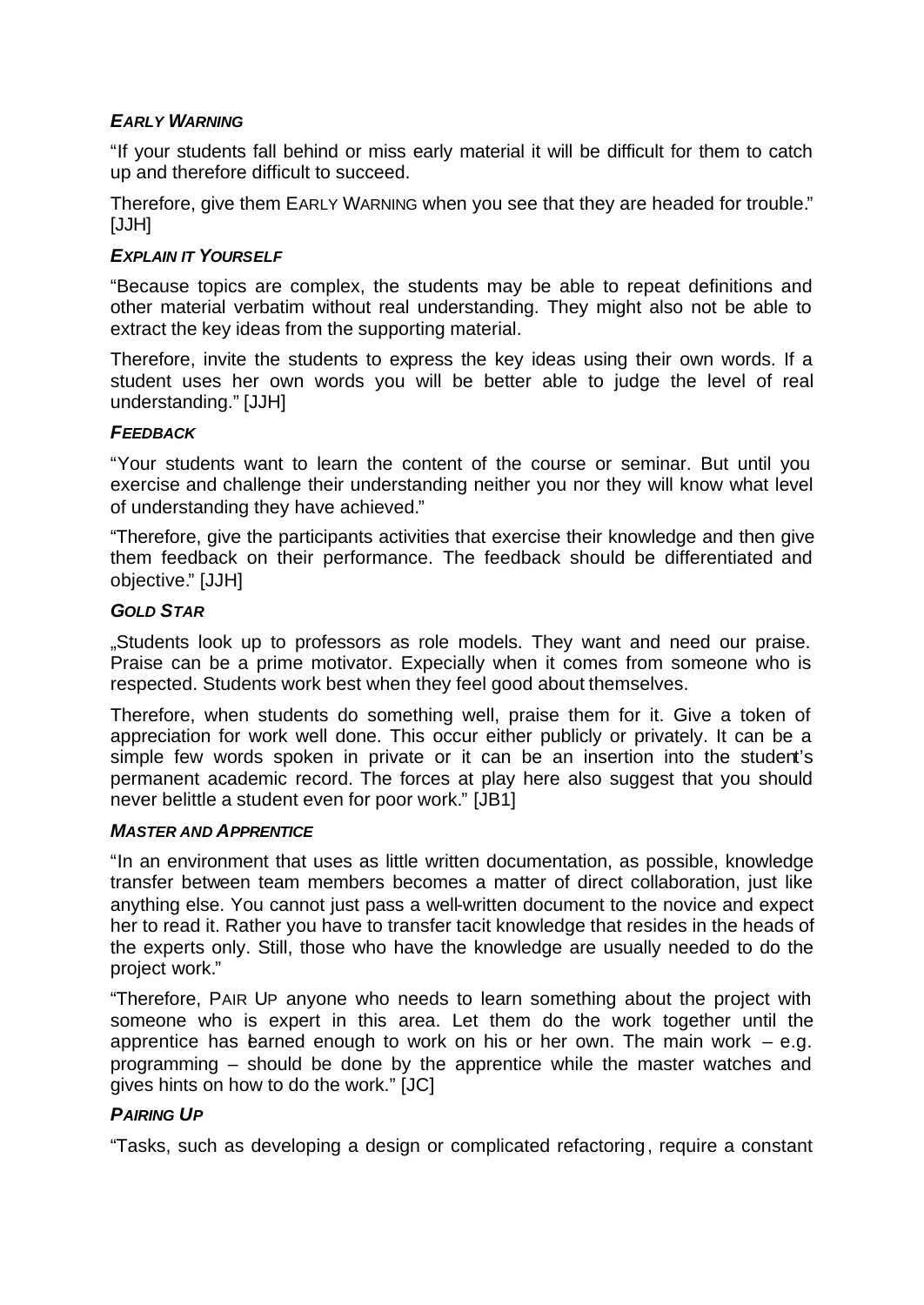### *EARLY WARNING*

"If your students fall behind or miss early material it will be difficult for them to catch up and therefore difficult to succeed.

Therefore, give them EARLY WARNING when you see that they are headed for trouble." [JJH]

### *EXPLAIN IT YOURSELF*

"Because topics are complex, the students may be able to repeat definitions and other material verbatim without real understanding. They might also not be able to extract the key ideas from the supporting material.

Therefore, invite the students to express the key ideas using their own words. If a student uses her own words you will be better able to judge the level of real understanding." [JJH]

### *FEEDBACK*

"Your students want to learn the content of the course or seminar. But until you exercise and challenge their understanding neither you nor they will know what level of understanding they have achieved."

"Therefore, give the participants activities that exercise their knowledge and then give them feedback on their performance. The feedback should be differentiated and objective." [JJH]

### *GOLD STAR*

„Students look up to professors as role models. They want and need our praise. Praise can be a prime motivator. Expecially when it comes from someone who is respected. Students work best when they feel good about themselves.

Therefore, when students do something well, praise them for it. Give a token of appreciation for work well done. This occur either publicly or privately. It can be a simple few words spoken in private or it can be an insertion into the student's permanent academic record. The forces at play here also suggest that you should never belittle a student even for poor work." [JB1]

### *MASTER AND APPRENTICE*

"In an environment that uses as little written documentation, as possible, knowledge transfer between team members becomes a matter of direct collaboration, just like anything else. You cannot just pass a well-written document to the novice and expect her to read it. Rather you have to transfer tacit knowledge that resides in the heads of the experts only. Still, those who have the knowledge are usually needed to do the project work."

"Therefore, PAIR UP anyone who needs to learn something about the project with someone who is expert in this area. Let them do the work together until the apprentice has learned enough to work on his or her own. The main work – e.g. programming – should be done by the apprentice while the master watches and gives hints on how to do the work." [JC]

### *PAIRING UP*

"Tasks, such as developing a design or complicated refactoring, require a constant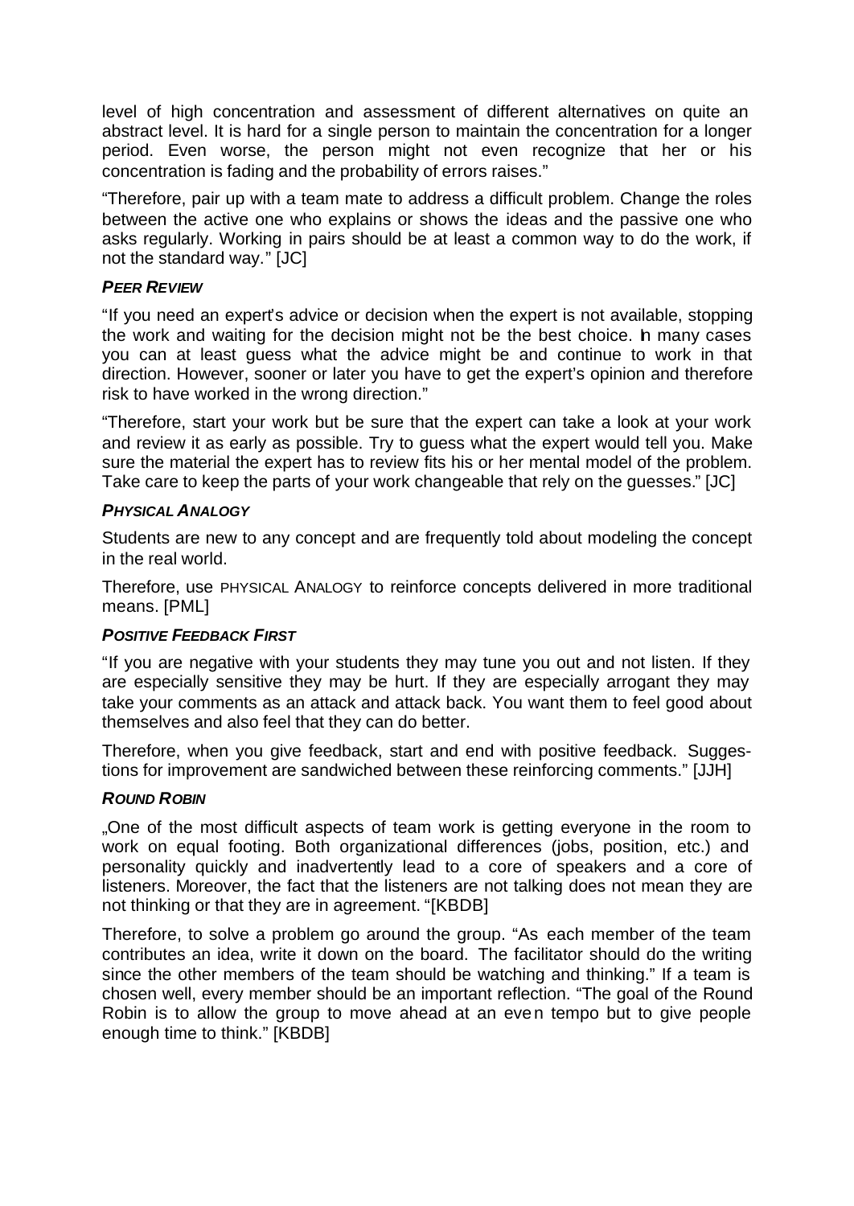level of high concentration and assessment of different alternatives on quite an abstract level. It is hard for a single person to maintain the concentration for a longer period. Even worse, the person might not even recognize that her or his concentration is fading and the probability of errors raises."

"Therefore, pair up with a team mate to address a difficult problem. Change the roles between the active one who explains or shows the ideas and the passive one who asks regularly. Working in pairs should be at least a common way to do the work, if not the standard way." [JC]

#### *PEER REVIEW*

"If you need an expert's advice or decision when the expert is not available, stopping the work and waiting for the decision might not be the best choice. In many cases you can at least guess what the advice might be and continue to work in that direction. However, sooner or later you have to get the expert's opinion and therefore risk to have worked in the wrong direction."

"Therefore, start your work but be sure that the expert can take a look at your work and review it as early as possible. Try to guess what the expert would tell you. Make sure the material the expert has to review fits his or her mental model of the problem. Take care to keep the parts of your work changeable that rely on the guesses." [JC]

#### *PHYSICAL ANALOGY*

Students are new to any concept and are frequently told about modeling the concept in the real world.

Therefore, use PHYSICAL ANALOGY to reinforce concepts delivered in more traditional means. [PML]

#### *POSITIVE FEEDBACK FIRST*

"If you are negative with your students they may tune you out and not listen. If they are especially sensitive they may be hurt. If they are especially arrogant they may take your comments as an attack and attack back. You want them to feel good about themselves and also feel that they can do better.

Therefore, when you give feedback, start and end with positive feedback. Suggestions for improvement are sandwiched between these reinforcing comments." [JJH]

#### *ROUND ROBIN*

„One of the most difficult aspects of team work is getting everyone in the room to work on equal footing. Both organizational differences (jobs, position, etc.) and personality quickly and inadvertently lead to a core of speakers and a core of listeners. Moreover, the fact that the listeners are not talking does not mean they are not thinking or that they are in agreement. "[KBDB]

Therefore, to solve a problem go around the group. "As each member of the team contributes an idea, write it down on the board. The facilitator should do the writing since the other members of the team should be watching and thinking." If a team is chosen well, every member should be an important reflection. "The goal of the Round Robin is to allow the group to move ahead at an even tempo but to give people enough time to think." [KBDB]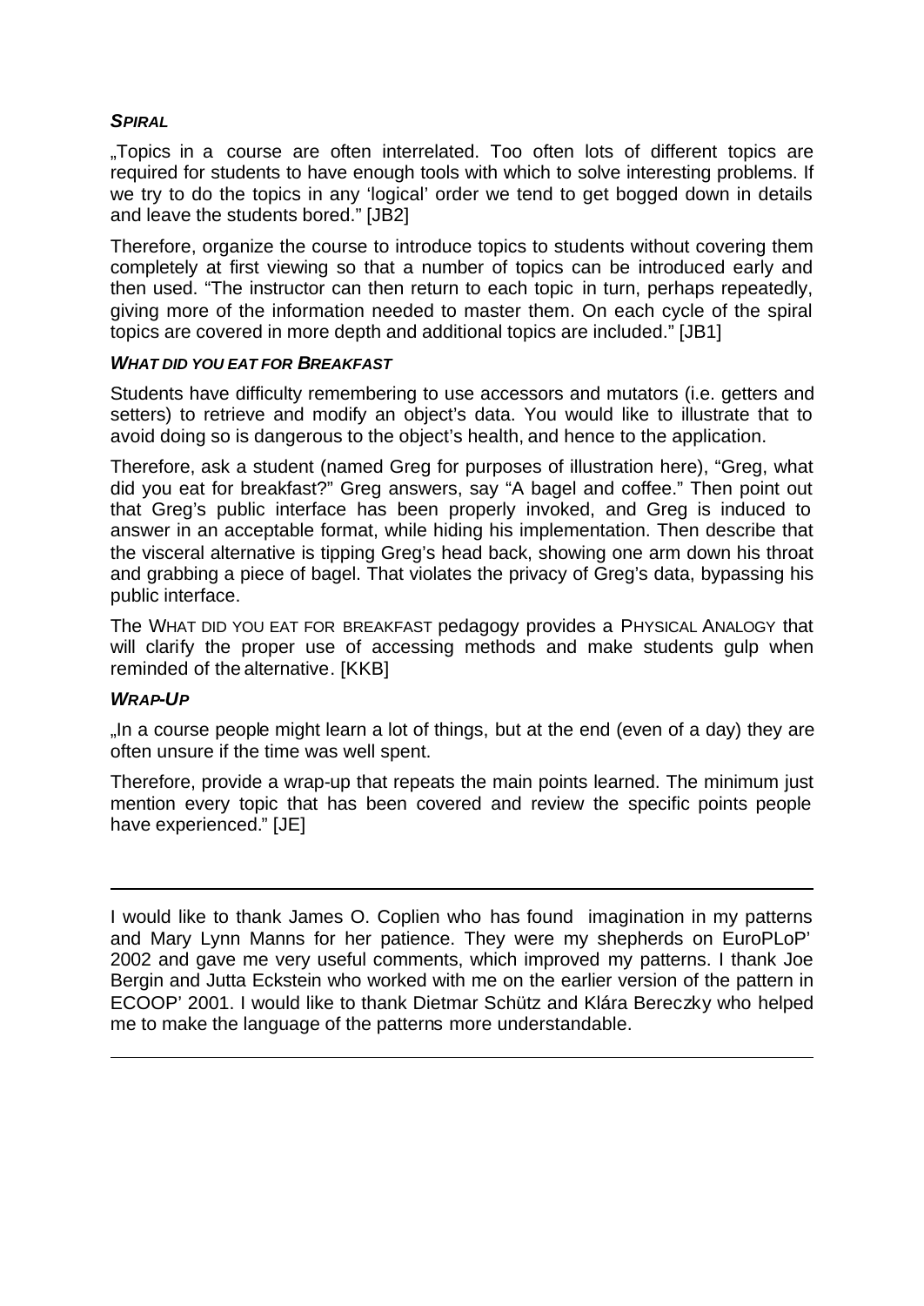#### *SPIRAL*

„Topics in a course are often interrelated. Too often lots of different topics are required for students to have enough tools with which to solve interesting problems. If we try to do the topics in any 'logical' order we tend to get bogged down in details and leave the students bored." [JB2]

Therefore, organize the course to introduce topics to students without covering them completely at first viewing so that a number of topics can be introduced early and then used. "The instructor can then return to each topic in turn, perhaps repeatedly, giving more of the information needed to master them. On each cycle of the spiral topics are covered in more depth and additional topics are included." [JB1]

#### *WHAT DID YOU EAT FOR BREAKFAST*

Students have difficulty remembering to use accessors and mutators (i.e. getters and setters) to retrieve and modify an object's data. You would like to illustrate that to avoid doing so is dangerous to the object's health, and hence to the application.

Therefore, ask a student (named Greg for purposes of illustration here), "Greg, what did you eat for breakfast?" Greg answers, say "A bagel and coffee." Then point out that Greg's public interface has been properly invoked, and Greg is induced to answer in an acceptable format, while hiding his implementation. Then describe that the visceral alternative is tipping Greg's head back, showing one arm down his throat and grabbing a piece of bagel. That violates the privacy of Greg's data, bypassing his public interface.

The WHAT DID YOU EAT FOR BREAKFAST pedagogy provides a PHYSICAL ANALOGY that will clarify the proper use of accessing methods and make students gulp when reminded of the alternative. [KKB]

#### *WRAP-UP*

„In a course people might learn a lot of things, but at the end (even of a day) they are often unsure if the time was well spent.

Therefore, provide a wrap-up that repeats the main points learned. The minimum just mention every topic that has been covered and review the specific points people have experienced." [JE]

---

I would like to thank James O. Coplien who has found imagination in my patterns and Mary Lynn Manns for her patience. They were my shepherds on EuroPLoP' 2002 and gave me very useful comments, which improved my patterns. I thank Joe Bergin and Jutta Eckstein who worked with me on the earlier version of the pattern in ECOOP' 2001. I would like to thank Dietmar Schütz and Klára Bereczky who helped me to make the language of the patterns more understandable.

---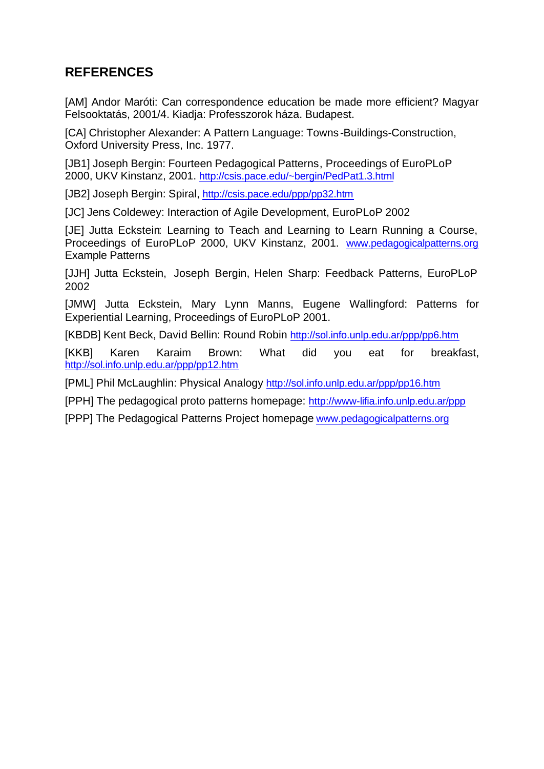## REFERENCES

[AM] Andor Maróti: Can correspondence education be made more efficient? Magyar Felsooktatás, 2001/4. Kiadja: Professzorok háza. Budapest.

[CA] Christopher Alexander: A Pattern Language: Towns-Buildings-Construction, Oxford University Press, Inc. 1977.

[JB1] Joseph Bergin: Fourteen Pedagogical Patterns, Proceedings of EuroPLoP 2000, UKV Kinstanz, 2001. http://csis.pace.edu/~bergin/PedPat1.3.html

[JB2] Joseph Bergin: Spiral, http://csis.pace.edu/ppp/pp32.htm

[JC] Jens Coldewey: Interaction of Agile Development, EuroPLoP 2002

[JE] Jutta Eckstein: Learning to Teach and Learning to Learn Running a Course, Proceedings of EuroPLoP 2000, UKV Kinstanz, 2001. www.pedagogicalpatterns.org Example Patterns

[JJH] Jutta Eckstein, Joseph Bergin, Helen Sharp: Feedback Patterns, EuroPLoP 2002

[JMW] Jutta Eckstein, Mary Lynn Manns, Eugene Wallingford: Patterns for Experiential Learning, Proceedings of EuroPLoP 2001.

[KBDB] Kent Beck, David Bellin: Round Robin http://sol.info.unlp.edu.ar/ppp/pp6.htm

[KKB] Karen Karaim Brown: What did you eat for breakfast, http://sol.info.unlp.edu.ar/ppp/pp12.htm

[PML] Phil McLaughlin: Physical Analogy http://sol.info.unlp.edu.ar/ppp/pp16.htm

[PPH] The pedagogical proto patterns homepage: http://www-lifia.info.unlp.edu.ar/ppp

[PPP] The Pedagogical Patterns Project homepage www.pedagogicalpatterns.org